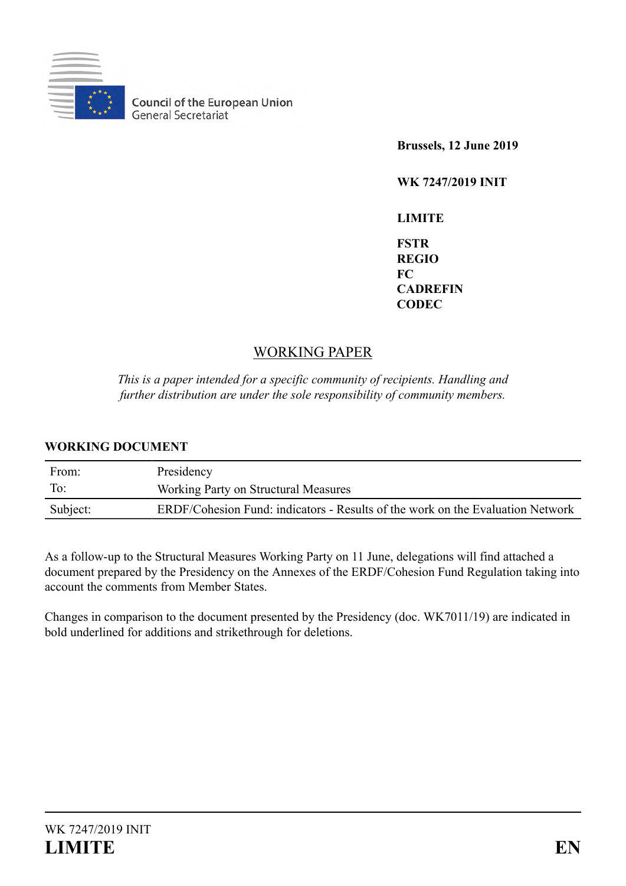Council of the European Union
General Secretariat

**Brussels, 12 June 2019**

**WK 7247/2019 INIT**

**LIMITE**

**FSTR**
**REGIO**
**FC**
**CADREFIN**
**CODEC**

## WORKING PAPER

*This is a paper intended for a specific community of recipients. Handling and further distribution are under the sole responsibility of community members.*

**WORKING DOCUMENT**

| | |
|---|---|
| From: | Presidency |
| To: | Working Party on Structural Measures |
| Subject: | ERDF/Cohesion Fund: indicators - Results of the work on the Evaluation Network |

As a follow-up to the Structural Measures Working Party on 11 June, delegations will find attached a document prepared by the Presidency on the Annexes of the ERDF/Cohesion Fund Regulation taking into account the comments from Member States.

Changes in comparison to the document presented by the Presidency (doc. WK7011/19) are indicated in bold underlined for additions and strikethrough for deletions.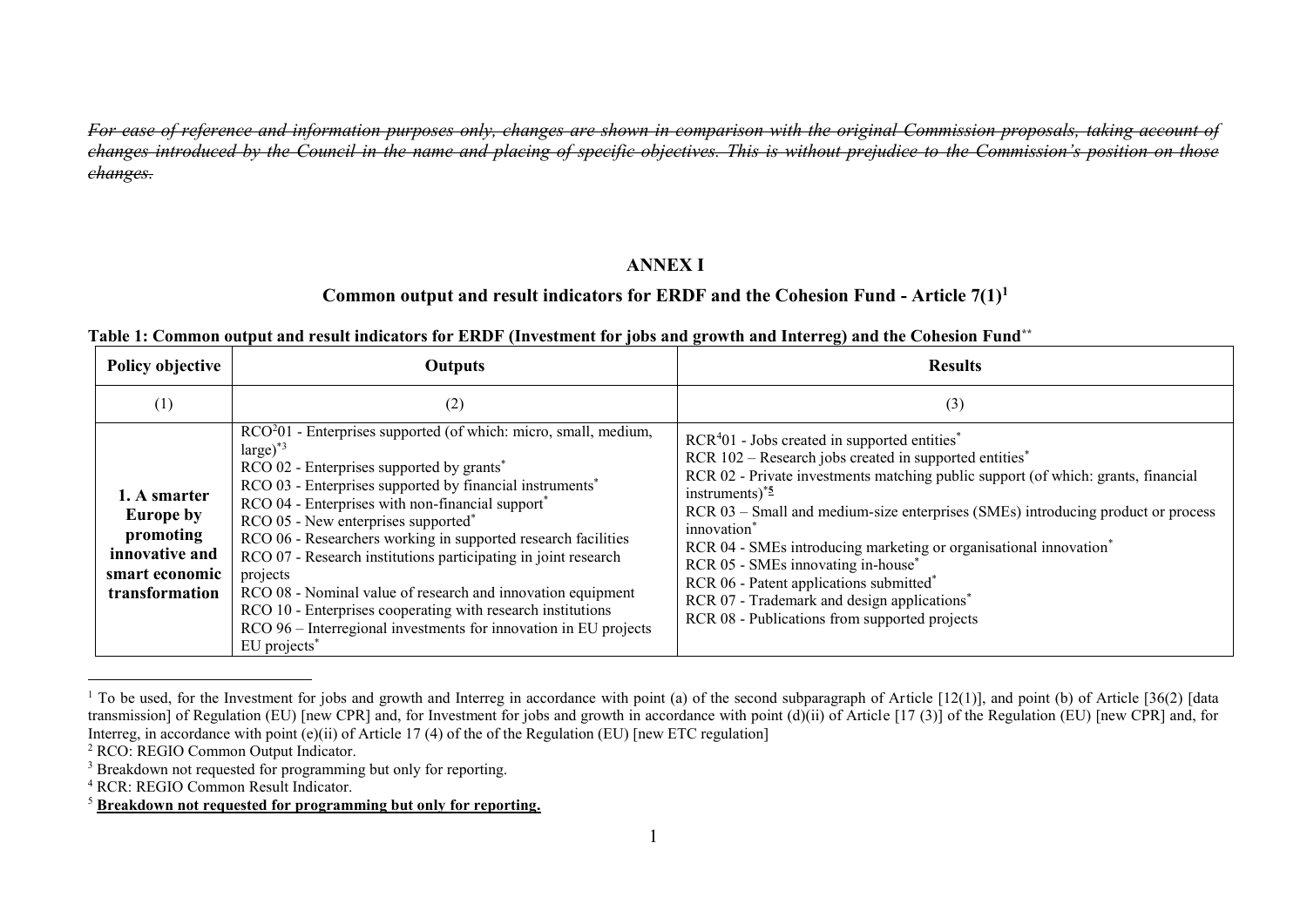~~*For ease of reference and information purposes only, changes are shown in comparison with the original Commission proposals, taking account of changes introduced by the Council in the name and placing of specific objectives. This is without prejudice to the Commission's position on those changes.*~~

## ANNEX I

### Common output and result indicators for ERDF and the Cohesion Fund - Article 7(1)[1]

**Table 1: Common output and result indicators for ERDF (Investment for jobs and growth and Interreg) and the Cohesion Fund**[**]

| Policy objective | Outputs | Results |
|---|---|---|
| (1) | (2) | (3) |
| **1. A smarter Europe by promoting innovative and smart economic transformation** | RCO[2]01 - Enterprises supported (of which: micro, small, medium, large)[*3]<br>RCO 02 - Enterprises supported by grants[*]<br>RCO 03 - Enterprises supported by financial instruments[*]<br>RCO 04 - Enterprises with non-financial support[*]<br>RCO 05 - New enterprises supported[*]<br>RCO 06 - Researchers working in supported research facilities<br>RCO 07 - Research institutions participating in joint research projects<br>RCO 08 - Nominal value of research and innovation equipment<br>RCO 10 - Enterprises cooperating with research institutions<br>RCO 96 – Interregional investments for innovation in EU projects EU projects[*] | RCR[4]01 - Jobs created in supported entities[*]<br>RCR 102 – Research jobs created in supported entities[*]<br>RCR 02 - Private investments matching public support (of which: grants, financial instruments)[*5]<br>RCR 03 – Small and medium-size enterprises (SMEs) introducing product or process innovation[*]<br>RCR 04 - SMEs introducing marketing or organisational innovation[*]<br>RCR 05 - SMEs innovating in-house[*]<br>RCR 06 - Patent applications submitted[*]<br>RCR 07 - Trademark and design applications[*]<br>RCR 08 - Publications from supported projects |

[1] To be used, for the Investment for jobs and growth and Interreg in accordance with point (a) of the second subparagraph of Article [12(1)], and point (b) of Article [36(2) [data transmission] of Regulation (EU) [new CPR] and, for Investment for jobs and growth in accordance with point (d)(ii) of Article [17 (3)] of the Regulation (EU) [new CPR] and, for Interreg, in accordance with point (e)(ii) of Article 17 (4) of the of the Regulation (EU) [new ETC regulation]

[2] RCO: REGIO Common Output Indicator.

[3] Breakdown not requested for programming but only for reporting.

[4] RCR: REGIO Common Result Indicator.

[5] **Breakdown not requested for programming but only for reporting.**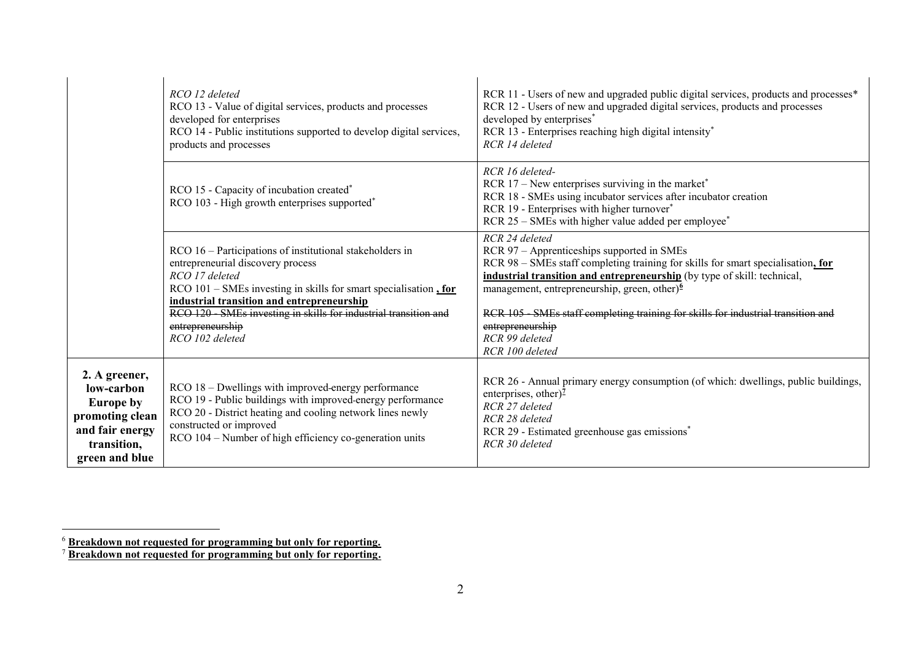| | | |
|---|---|---|
| | *RCO 12 deleted*<br>RCO 13 - Value of digital services, products and processes developed for enterprises<br>RCO 14 - Public institutions supported to develop digital services, products and processes | RCR 11 - Users of new and upgraded public digital services, products and processes*<br>RCR 12 - Users of new and upgraded digital services, products and processes developed by enterprises*<br>RCR 13 - Enterprises reaching high digital intensity*<br>*RCR 14 deleted* |
| | RCO 15 - Capacity of incubation created*<br>RCO 103 - High growth enterprises supported* | *RCR 16 deleted-*<br>RCR 17 – New enterprises surviving in the market*<br>RCR 18 - SMEs using incubator services after incubator creation<br>RCR 19 - Enterprises with higher turnover*<br>RCR 25 – SMEs with higher value added per employee* |
| | RCO 16 – Participations of institutional stakeholders in entrepreneurial discovery process<br>*RCO 17 deleted*<br>RCO 101 – SMEs investing in skills for smart specialisation **, for industrial transition and entrepreneurship**<br>~~RCO 120 - SMEs investing in skills for industrial transition and entrepreneurship~~<br>*RCO 102 deleted* | *RCR 24 deleted*<br>RCR 97 – Apprenticeships supported in SMEs<br>RCR 98 – SMEs staff completing training for skills for smart specialisation**, for industrial transition and entrepreneurship** (by type of skill: technical, management, entrepreneurship, green, other)[6]<br><br>~~RCR 105 - SMEs staff completing training for skills for industrial transition and entrepreneurship~~<br>*RCR 99 deleted*<br>*RCR 100 deleted* |
| **2. A greener, low-carbon Europe by promoting clean and fair energy transition, green and blue** | RCO 18 – Dwellings with improved ~~-~~energy performance<br>RCO 19 - Public buildings with improved-energy performance<br>RCO 20 - District heating and cooling network lines newly constructed or improved<br>RCO 104 – Number of high efficiency co-generation units | RCR 26 - Annual primary energy consumption (of which: dwellings, public buildings, enterprises, other)[7]<br>*RCR 27 deleted*<br>*RCR 28 deleted*<br>RCR 29 - Estimated greenhouse gas emissions*<br>*RCR 30 deleted* |

[6] **Breakdown not requested for programming but only for reporting.**

[7] **Breakdown not requested for programming but only for reporting.**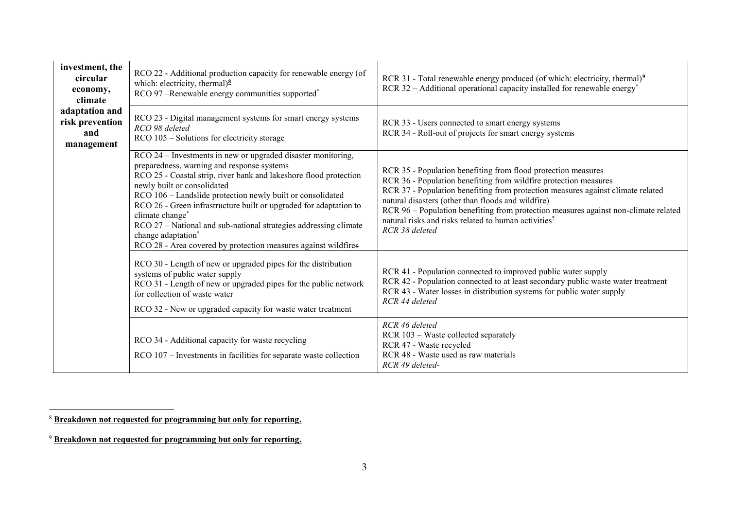| **investment, the circular economy, climate adaptation and risk prevention and management** | RCO 22 - Additional production capacity for renewable energy (of which: electricity, thermal)[8]<br>RCO 97 –Renewable energy communities supported[*] | RCR 31 - Total renewable energy produced (of which: electricity, thermal)[9]<br>RCR 32 – Additional operational capacity installed for renewable energy[*] |
|---|---|---|
| | RCO 23 - Digital management systems for smart energy systems<br>*RCO 98 deleted*<br>RCO 105 – Solutions for electricity storage | RCR 33 - Users connected to smart energy systems<br>RCR 34 - Roll-out of projects for smart energy systems |
| | RCO 24 – Investments in new or upgraded disaster monitoring, preparedness, warning and response systems<br>RCO 25 - Coastal strip, river bank and lakeshore flood protection newly built or consolidated<br>RCO 106 – Landslide protection newly built or consolidated<br>RCO 26 - Green infrastructure built or upgraded for adaptation to climate change[*]<br>RCO 27 – National and sub-national strategies addressing climate change adaptation[*]<br>RCO 28 - Area covered by protection measures against wildfires | RCR 35 - Population benefiting from flood protection measures<br>RCR 36 - Population benefiting from wildfire protection measures<br>RCR 37 - Population benefiting from protection measures against climate related natural disasters (other than floods and wildfire)<br>RCR 96 – Population benefiting from protection measures against non-climate related natural risks and risks related to human activities[*]<br>*RCR 38 deleted* |
| | RCO 30 - Length of new or upgraded pipes for the distribution systems of public water supply<br>RCO 31 - Length of new or upgraded pipes for the public network for collection of waste water<br>RCO 32 - New or upgraded capacity for waste water treatment | RCR 41 - Population connected to improved public water supply<br>RCR 42 - Population connected to at least secondary public waste water treatment<br>RCR 43 - Water losses in distribution systems for public water supply<br>*RCR 44 deleted* |
| | RCO 34 - Additional capacity for waste recycling<br>RCO 107 – Investments in facilities for separate waste collection | *RCR 46 deleted*<br>RCR 103 – Waste collected separately<br>RCR 47 - Waste recycled<br>RCR 48 - Waste used as raw materials<br>*RCR 49 deleted-* |

[8] **Breakdown not requested for programming but only for reporting.**

[9] **Breakdown not requested for programming but only for reporting.**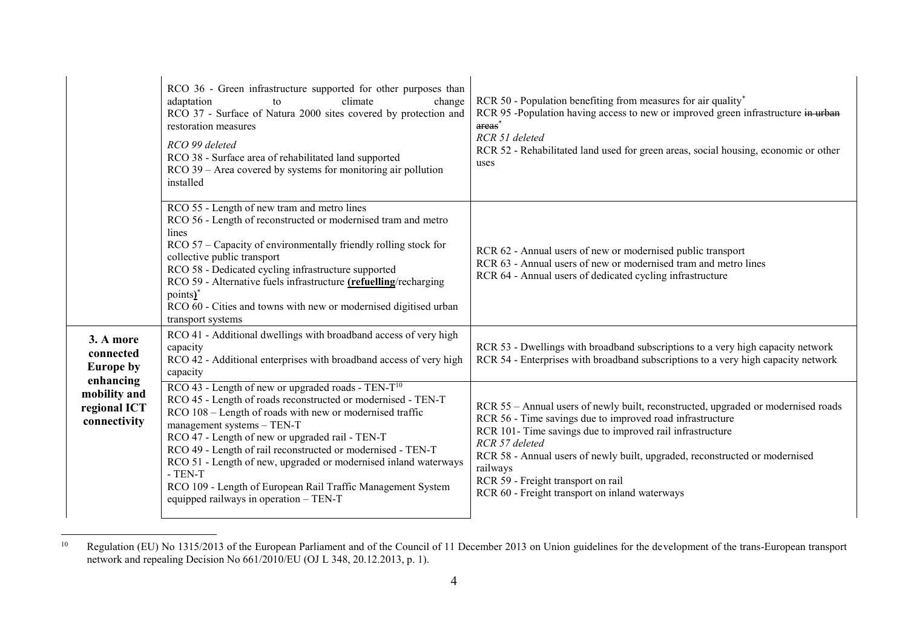| | | |
|---|---|---|
| | RCO 36 - Green infrastructure supported for other purposes than adaptation to climate change<br>RCO 37 - Surface of Natura 2000 sites covered by protection and restoration measures<br>*RCO 99 deleted*<br>RCO 38 - Surface area of rehabilitated land supported<br>RCO 39 – Area covered by systems for monitoring air pollution installed | RCR 50 - Population benefiting from measures for air quality*<br>RCR 95 -Population having access to new or improved green infrastructure ~~in urban areas~~*<br>*RCR 51 deleted*<br>RCR 52 - Rehabilitated land used for green areas, social housing, economic or other uses |
| | RCO 55 - Length of new tram and metro lines<br>RCO 56 - Length of reconstructed or modernised tram and metro lines<br>RCO 57 – Capacity of environmentally friendly rolling stock for collective public transport<br>RCO 58 - Dedicated cycling infrastructure supported<br>RCO 59 - Alternative fuels infrastructure **(refuelling**/recharging points**)***<br>RCO 60 - Cities and towns with new or modernised digitised urban transport systems | RCR 62 - Annual users of new or modernised public transport<br>RCR 63 - Annual users of new or modernised tram and metro lines<br>RCR 64 - Annual users of dedicated cycling infrastructure |
| **3. A more connected Europe by enhancing mobility and regional ICT connectivity** | RCO 41 - Additional dwellings with broadband access of very high capacity<br>RCO 42 - Additional enterprises with broadband access of very high capacity | RCR 53 - Dwellings with broadband subscriptions to a very high capacity network<br>RCR 54 - Enterprises with broadband subscriptions to a very high capacity network |
| | RCO 43 - Length of new or upgraded roads - TEN-T[10]<br>RCO 45 - Length of roads reconstructed or modernised - TEN-T<br>RCO 108 – Length of roads with new or modernised traffic management systems – TEN-T<br>RCO 47 - Length of new or upgraded rail - TEN-T<br>RCO 49 - Length of rail reconstructed or modernised - TEN-T<br>RCO 51 - Length of new, upgraded or modernised inland waterways - TEN-T<br>RCO 109 - Length of European Rail Traffic Management System equipped railways in operation – TEN-T | RCR 55 – Annual users of newly built, reconstructed, upgraded or modernised roads<br>RCR 56 - Time savings due to improved road infrastructure<br>RCR 101- Time savings due to improved rail infrastructure<br>*RCR 57 deleted*<br>RCR 58 - Annual users of newly built, upgraded, reconstructed or modernised railways<br>RCR 59 - Freight transport on rail<br>RCR 60 - Freight transport on inland waterways |

[10] Regulation (EU) No 1315/2013 of the European Parliament and of the Council of 11 December 2013 on Union guidelines for the development of the trans-European transport network and repealing Decision No 661/2010/EU (OJ L 348, 20.12.2013, p. 1).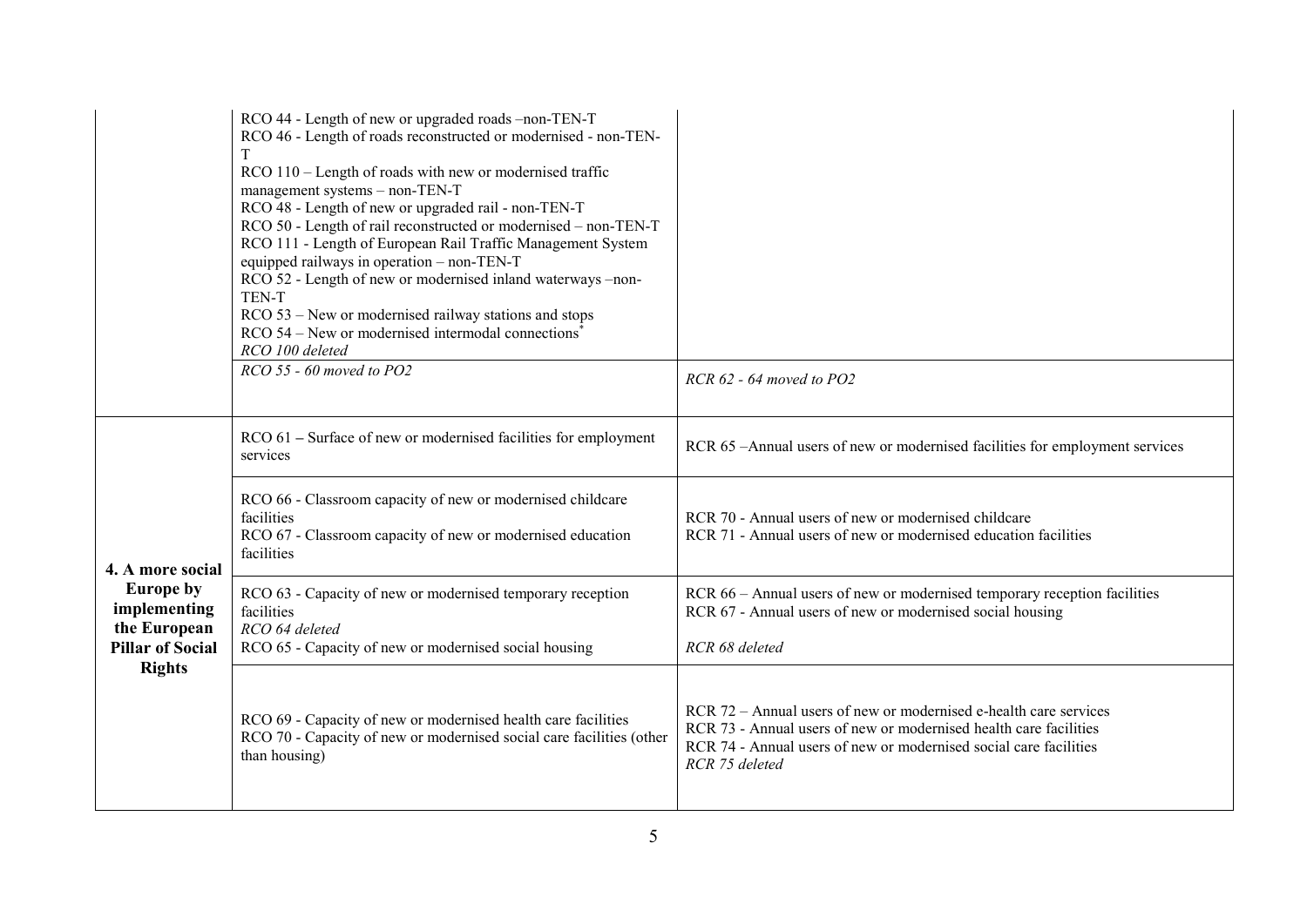| | | |
|---|---|---|
| | RCO 44 - Length of new or upgraded roads –non-TEN-T<br>RCO 46 - Length of roads reconstructed or modernised - non-TEN-T<br>RCO 110 – Length of roads with new or modernised traffic management systems – non-TEN-T<br>RCO 48 - Length of new or upgraded rail - non-TEN-T<br>RCO 50 - Length of rail reconstructed or modernised – non-TEN-T<br>RCO 111 - Length of European Rail Traffic Management System equipped railways in operation – non-TEN-T<br>RCO 52 - Length of new or modernised inland waterways –non-TEN-T<br>RCO 53 – New or modernised railway stations and stops<br>RCO 54 – New or modernised intermodal connections*<br>*RCO 100 deleted* | |
| | *RCO 55 - 60 moved to PO2* | *RCR 62 - 64 moved to PO2* |
| **4. A more social Europe by implementing the European Pillar of Social Rights** | RCO 61 – Surface of new or modernised facilities for employment services | RCR 65 –Annual users of new or modernised facilities for employment services |
| | RCO 66 - Classroom capacity of new or modernised childcare facilities<br>RCO 67 - Classroom capacity of new or modernised education facilities | RCR 70 - Annual users of new or modernised childcare<br>RCR 71 - Annual users of new or modernised education facilities |
| | RCO 63 - Capacity of new or modernised temporary reception facilities<br>*RCO 64 deleted*<br>RCO 65 - Capacity of new or modernised social housing | RCR 66 – Annual users of new or modernised temporary reception facilities<br>RCR 67 - Annual users of new or modernised social housing<br>*RCR 68 deleted* |
| | RCO 69 - Capacity of new or modernised health care facilities<br>RCO 70 - Capacity of new or modernised social care facilities (other than housing) | RCR 72 – Annual users of new or modernised e-health care services<br>RCR 73 - Annual users of new or modernised health care facilities<br>RCR 74 - Annual users of new or modernised social care facilities<br>*RCR 75 deleted* |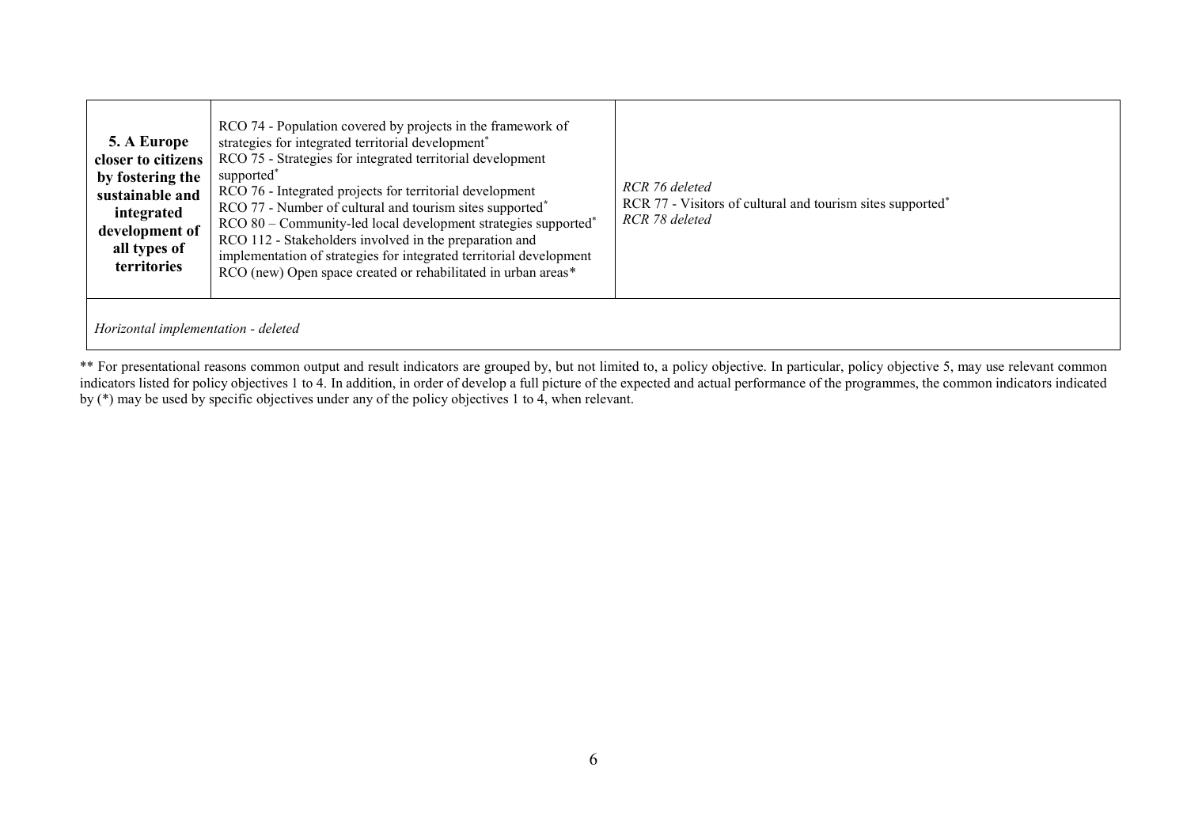| | | |
|---|---|---|
| **5. A Europe closer to citizens by fostering the sustainable and integrated development of all types of territories** | RCO 74 - Population covered by projects in the framework of strategies for integrated territorial development*<br>RCO 75 - Strategies for integrated territorial development supported*<br>RCO 76 - Integrated projects for territorial development<br>RCO 77 - Number of cultural and tourism sites supported*<br>RCO 80 – Community-led local development strategies supported*<br>RCO 112 - Stakeholders involved in the preparation and implementation of strategies for integrated territorial development<br>RCO (new) Open space created or rehabilitated in urban areas* | *RCR 76 deleted*<br>RCR 77 - Visitors of cultural and tourism sites supported*<br>*RCR 78 deleted* |
| *Horizontal implementation - deleted* | | |

** For presentational reasons common output and result indicators are grouped by, but not limited to, a policy objective. In particular, policy objective 5, may use relevant common indicators listed for policy objectives 1 to 4. In addition, in order of develop a full picture of the expected and actual performance of the programmes, the common indicators indicated by (*) may be used by specific objectives under any of the policy objectives 1 to 4, when relevant.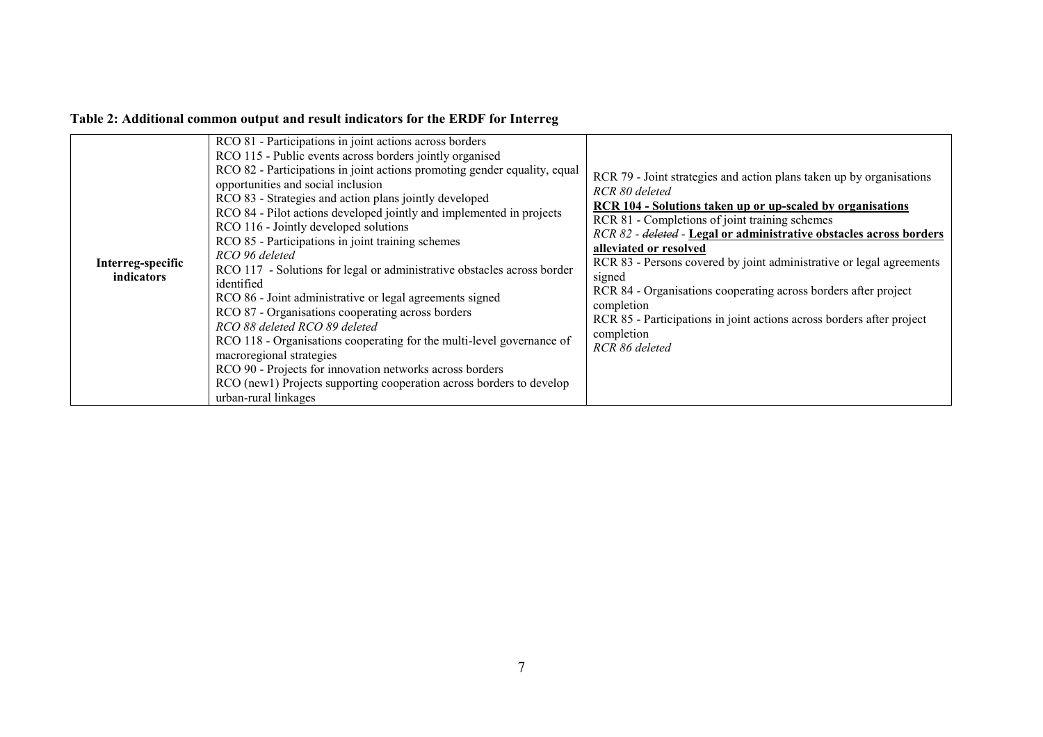**Table 2: Additional common output and result indicators for the ERDF for Interreg**

| | | |
|---|---|---|
| **Interreg-specific indicators** | RCO 81 - Participations in joint actions across borders<br>RCO 115 - Public events across borders jointly organised<br>RCO 82 - Participations in joint actions promoting gender equality, equal opportunities and social inclusion<br>RCO 83 - Strategies and action plans jointly developed<br>RCO 84 - Pilot actions developed jointly and implemented in projects<br>RCO 116 - Jointly developed solutions<br>RCO 85 - Participations in joint training schemes<br>*RCO 96 deleted*<br>RCO 117 - Solutions for legal or administrative obstacles across border identified<br>RCO 86 - Joint administrative or legal agreements signed<br>RCO 87 - Organisations cooperating across borders<br>*RCO 88 deleted RCO 89 deleted*<br>RCO 118 - Organisations cooperating for the multi-level governance of macroregional strategies<br>RCO 90 - Projects for innovation networks across borders<br>RCO (new1) Projects supporting cooperation across borders to develop urban-rural linkages | RCR 79 - Joint strategies and action plans taken up by organisations<br>*RCR 80 deleted*<br>**<u>RCR 104 - Solutions taken up or up-scaled by organisations</u>**<br>RCR 81 - Completions of joint training schemes<br>*RCR 82 - ~~deleted~~* - **<u>Legal or administrative obstacles across borders alleviated or resolved</u>**<br>RCR 83 - Persons covered by joint administrative or legal agreements signed<br>RCR 84 - Organisations cooperating across borders after project completion<br>RCR 85 - Participations in joint actions across borders after project completion<br>*RCR 86 deleted* |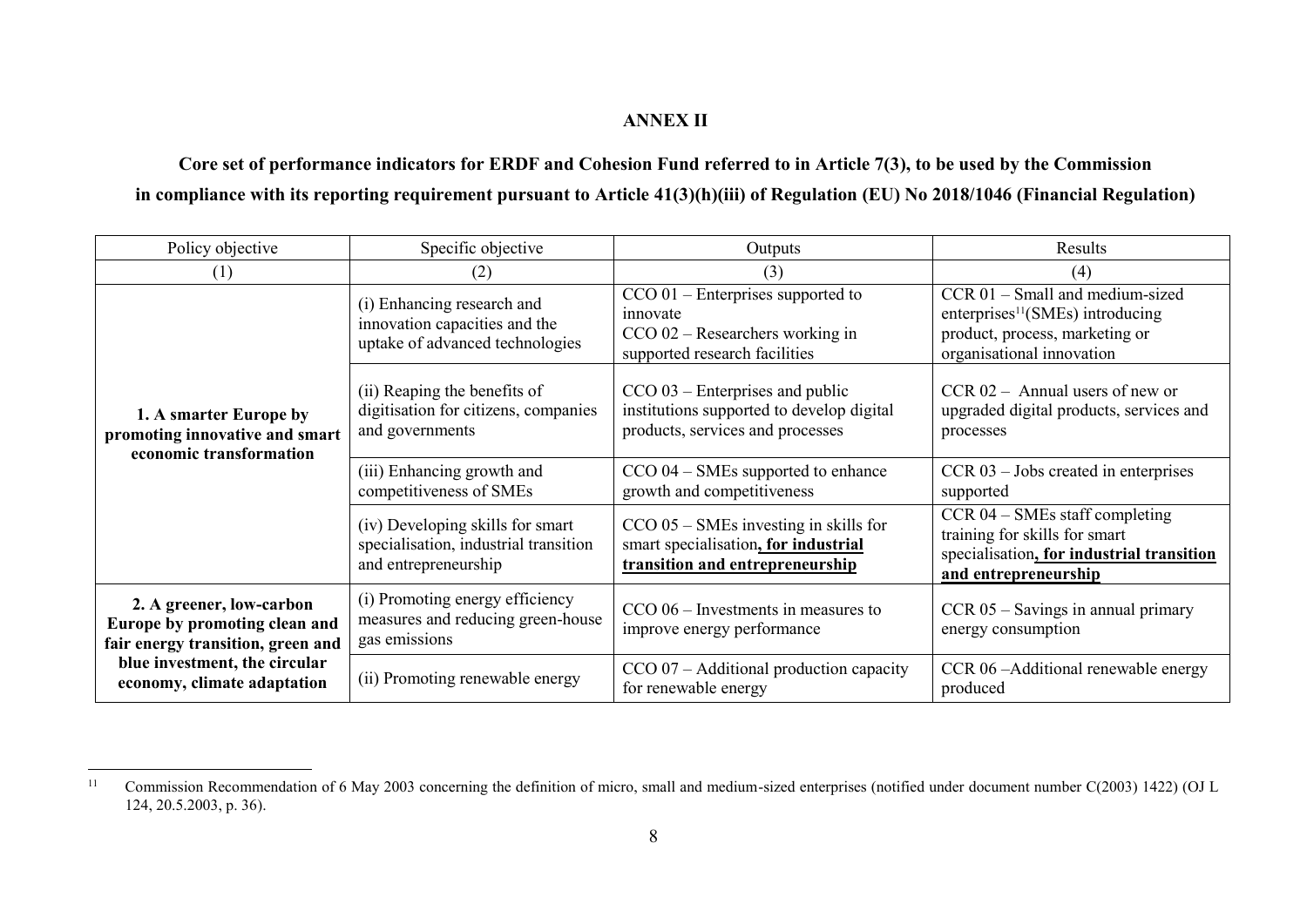**ANNEX II**

**Core set of performance indicators for ERDF and Cohesion Fund referred to in Article 7(3), to be used by the Commission in compliance with its reporting requirement pursuant to Article 41(3)(h)(iii) of Regulation (EU) No 2018/1046 (Financial Regulation)**

| Policy objective | Specific objective | Outputs | Results |
|---|---|---|---|
| (1) | (2) | (3) | (4) |
| **1. A smarter Europe by promoting innovative and smart economic transformation** | (i) Enhancing research and innovation capacities and the uptake of advanced technologies | CCO 01 – Enterprises supported to innovate<br>CCO 02 – Researchers working in supported research facilities | CCR 01 – Small and medium-sized enterprises[11](SMEs) introducing product, process, marketing or organisational innovation |
| | (ii) Reaping the benefits of digitisation for citizens, companies and governments | CCO 03 – Enterprises and public institutions supported to develop digital products, services and processes | CCR 02 – Annual users of new or upgraded digital products, services and processes |
| | (iii) Enhancing growth and competitiveness of SMEs | CCO 04 – SMEs supported to enhance growth and competitiveness | CCR 03 – Jobs created in enterprises supported |
| | (iv) Developing skills for smart specialisation, industrial transition and entrepreneurship | CCO 05 – SMEs investing in skills for smart specialisation**, for industrial transition and entrepreneurship** | CCR 04 – SMEs staff completing training for skills for smart specialisation**, for industrial transition and entrepreneurship** |
| **2. A greener, low-carbon Europe by promoting clean and fair energy transition, green and blue investment, the circular economy, climate adaptation** | (i) Promoting energy efficiency measures and reducing green-house gas emissions | CCO 06 – Investments in measures to improve energy performance | CCR 05 – Savings in annual primary energy consumption |
| | (ii) Promoting renewable energy | CCO 07 – Additional production capacity for renewable energy | CCR 06 –Additional renewable energy produced |

[11] Commission Recommendation of 6 May 2003 concerning the definition of micro, small and medium-sized enterprises (notified under document number C(2003) 1422) (OJ L 124, 20.5.2003, p. 36).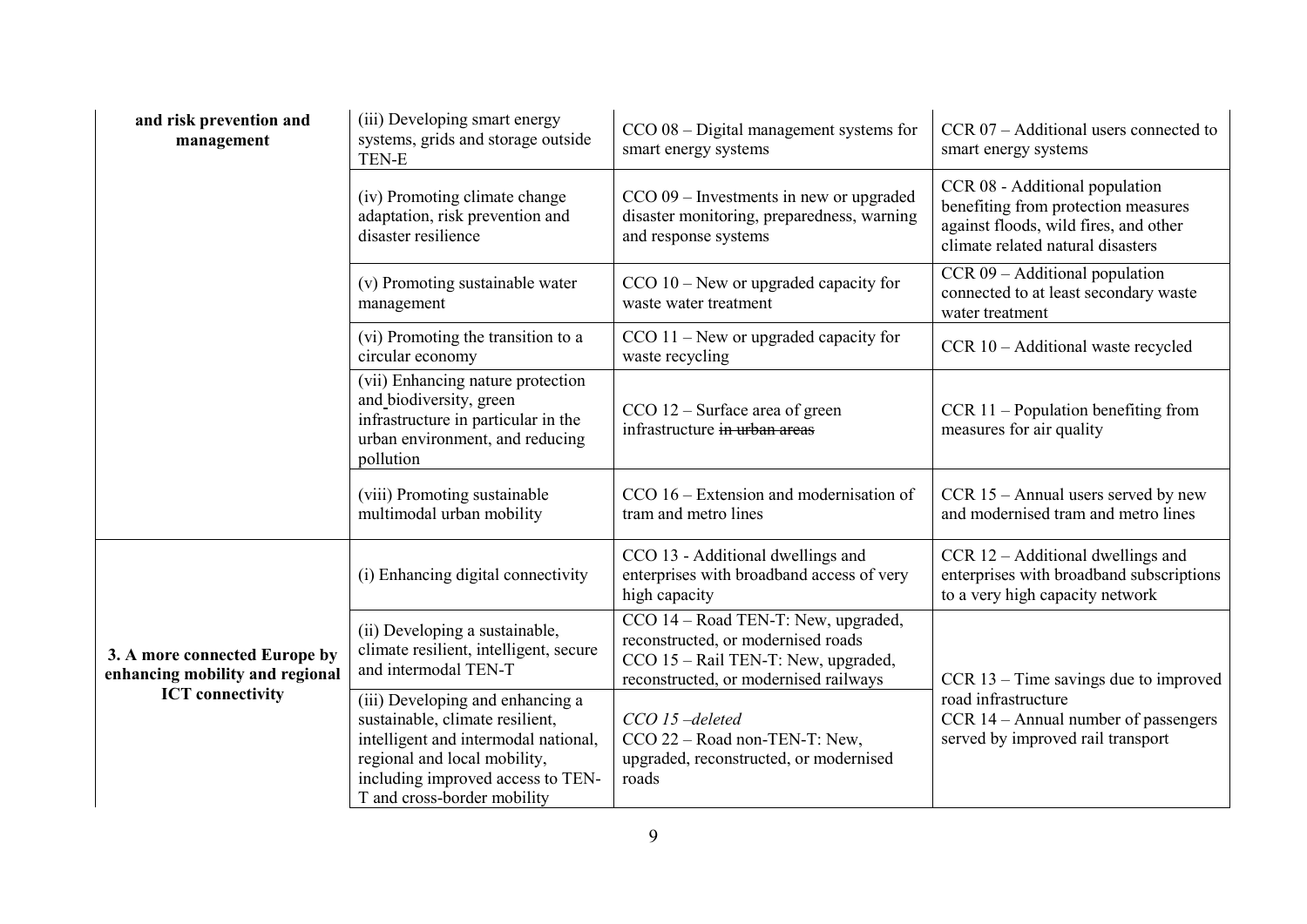| | | | |
|---|---|---|---|
| **and risk prevention and management** | (iii) Developing smart energy systems, grids and storage outside TEN-E | CCO 08 – Digital management systems for smart energy systems | CCR 07 – Additional users connected to smart energy systems |
| | (iv) Promoting climate change adaptation, risk prevention and disaster resilience | CCO 09 – Investments in new or upgraded disaster monitoring, preparedness, warning and response systems | CCR 08 - Additional population benefiting from protection measures against floods, wild fires, and other climate related natural disasters |
| | (v) Promoting sustainable water management | CCO 10 – New or upgraded capacity for waste water treatment | CCR 09 – Additional population connected to at least secondary waste water treatment |
| | (vi) Promoting the transition to a circular economy | CCO 11 – New or upgraded capacity for waste recycling | CCR 10 – Additional waste recycled |
| | (vii) Enhancing nature protection and biodiversity, green infrastructure in particular in the urban environment, and reducing pollution | CCO 12 – Surface area of green infrastructure ~~in urban areas~~ | CCR 11 – Population benefiting from measures for air quality |
| | (viii) Promoting sustainable multimodal urban mobility | CCO 16 – Extension and modernisation of tram and metro lines | CCR 15 – Annual users served by new and modernised tram and metro lines |
| **3. A more connected Europe by enhancing mobility and regional ICT connectivity** | (i) Enhancing digital connectivity | CCO 13 - Additional dwellings and enterprises with broadband access of very high capacity | CCR 12 – Additional dwellings and enterprises with broadband subscriptions to a very high capacity network |
| | (ii) Developing a sustainable, climate resilient, intelligent, secure and intermodal TEN-T | CCO 14 – Road TEN-T: New, upgraded, reconstructed, or modernised roads<br>CCO 15 – Rail TEN-T: New, upgraded, reconstructed, or modernised railways | CCR 13 – Time savings due to improved road infrastructure<br>CCR 14 – Annual number of passengers served by improved rail transport |
| | (iii) Developing and enhancing a sustainable, climate resilient, intelligent and intermodal national, regional and local mobility, including improved access to TEN-T and cross-border mobility | *CCO 15 –deleted*<br>CCO 22 – Road non-TEN-T: New, upgraded, reconstructed, or modernised roads | |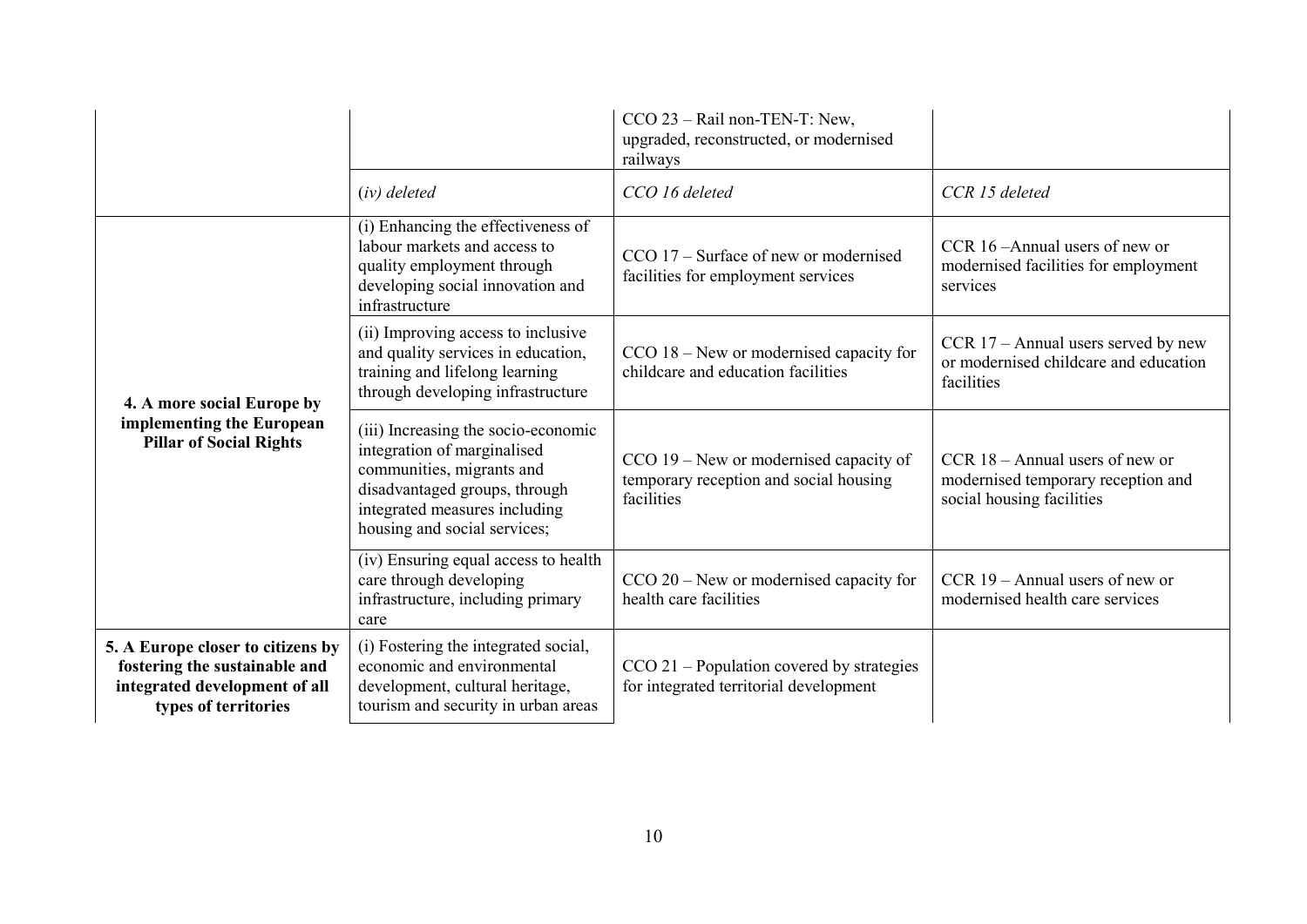| | | | |
|---|---|---|---|
| | | CCO 23 – Rail non-TEN-T: New, upgraded, reconstructed, or modernised railways | |
| | (*iv) deleted* | *CCO 16 deleted* | *CCR 15 deleted* |
| **4. A more social Europe by implementing the European Pillar of Social Rights** | (i) Enhancing the effectiveness of labour markets and access to quality employment through developing social innovation and infrastructure | CCO 17 – Surface of new or modernised facilities for employment services | CCR 16 –Annual users of new or modernised facilities for employment services |
| | (ii) Improving access to inclusive and quality services in education, training and lifelong learning through developing infrastructure | CCO 18 – New or modernised capacity for childcare and education facilities | CCR 17 – Annual users served by new or modernised childcare and education facilities |
| | (iii) Increasing the socio-economic integration of marginalised communities, migrants and disadvantaged groups, through integrated measures including housing and social services; | CCO 19 – New or modernised capacity of temporary reception and social housing facilities | CCR 18 – Annual users of new or modernised temporary reception and social housing facilities |
| | (iv) Ensuring equal access to health care through developing infrastructure, including primary care | CCO 20 – New or modernised capacity for health care facilities | CCR 19 – Annual users of new or modernised health care services |
| **5. A Europe closer to citizens by fostering the sustainable and integrated development of all types of territories** | (i) Fostering the integrated social, economic and environmental development, cultural heritage, tourism and security in urban areas | CCO 21 – Population covered by strategies for integrated territorial development | |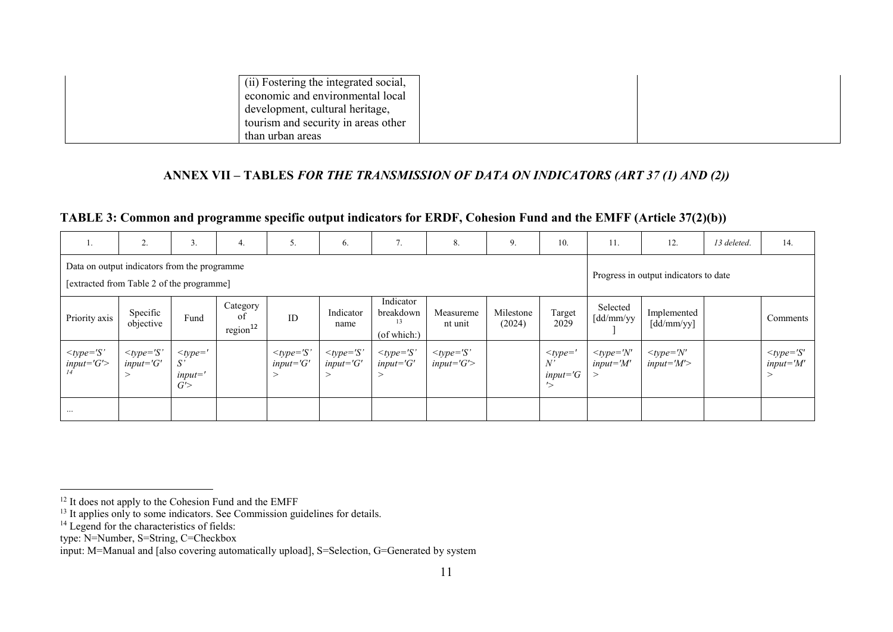| | (ii) Fostering the integrated social, economic and environmental local development, cultural heritage, tourism and security in areas other than urban areas | | |
|---|---|---|---|

## ANNEX VII – TABLES *FOR THE TRANSMISSION OF DATA ON INDICATORS (ART 37 (1) AND (2))*

### TABLE 3: Common and programme specific output indicators for ERDF, Cohesion Fund and the EMFF (Article 37(2)(b))

| 1. | 2. | 3. | 4. | 5. | 6. | 7. | 8. | 9. | 10. | 11. | 12. | *13 deleted.* | 14. |
|---|---|---|---|---|---|---|---|---|---|---|---|---|---|
| Data on output indicators from the programme [extracted from Table 2 of the programme] | | | | | | | | | | Progress in output indicators to date | | | |
| Priority axis | Specific objective | Fund | Category of region[12] | ID | Indicator name | Indicator breakdown[13] (of which:) | Measurement unit | Milestone (2024) | Target 2029 | Selected [dd/mm/yy] | Implemented [dd/mm/yy] | | Comments |
| *<type='S' input='G'>*[14] | *<type='S' input='G'>* | *<type='S' input='G'>* | | *<type='S' input='G'>* | *<type='S' input='G'>* | *<type='S' input='G'>* | *<type='S' input='G'>* | | *<type='N' input='G'>* | *<type='N' input='M'>* | *<type='N' input='M'>* | | *<type='S' input='M'>* |
| ... | | | | | | | | | | | | | |

[12] It does not apply to the Cohesion Fund and the EMFF

[13] It applies only to some indicators. See Commission guidelines for details.

[14] Legend for the characteristics of fields:

type: N=Number, S=String, C=Checkbox

input: M=Manual and [also covering automatically upload], S=Selection, G=Generated by system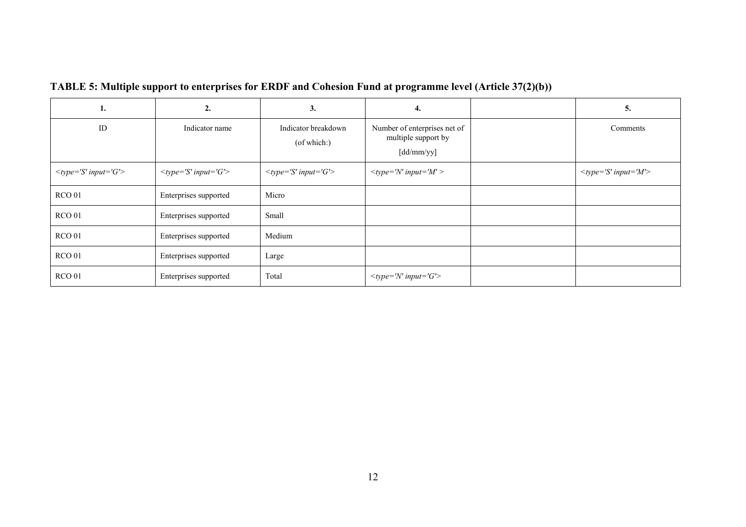**TABLE 5: Multiple support to enterprises for ERDF and Cohesion Fund at programme level (Article 37(2)(b))**

| 1. | 2. | 3. | 4. | | 5. |
|---|---|---|---|---|---|
| ID | Indicator name | Indicator breakdown (of which:) | Number of enterprises net of multiple support by [dd/mm/yy] | | Comments |
| *<type='S' input='G'>* | *<type='S' input='G'>* | *<type='S' input='G'>* | *<type='N' input='M' >* | | *<type='S' input='M'>* |
| RCO 01 | Enterprises supported | Micro | | | |
| RCO 01 | Enterprises supported | Small | | | |
| RCO 01 | Enterprises supported | Medium | | | |
| RCO 01 | Enterprises supported | Large | | | |
| RCO 01 | Enterprises supported | Total | *<type='N' input='G'>* | | |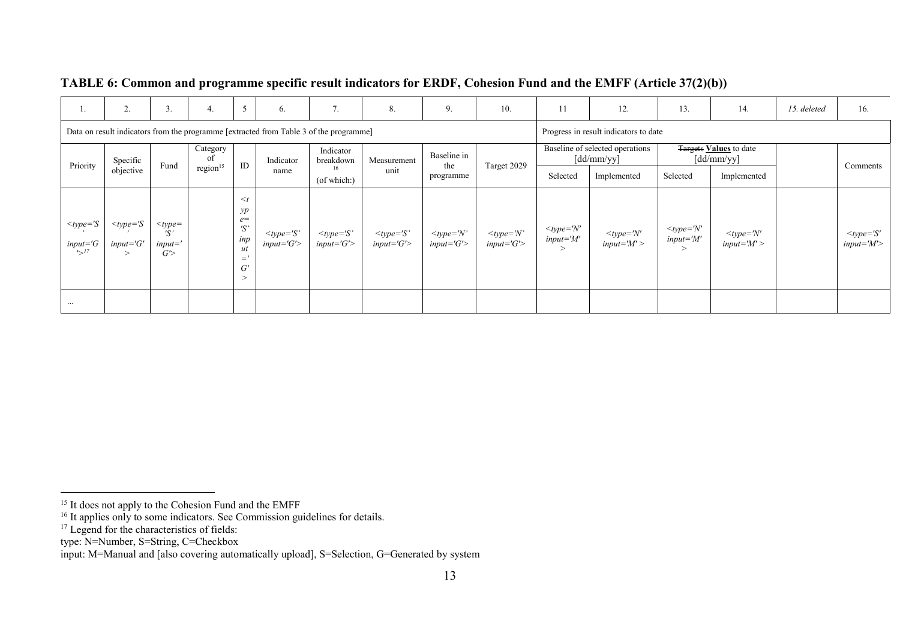## TABLE 6: Common and programme specific result indicators for ERDF, Cohesion Fund and the EMFF (Article 37(2)(b))

| 1. | 2. | 3. | 4. | 5 | 6. | 7. | 8. | 9. | 10. | 11 | 12. | 13. | 14. | *15. deleted* | 16. |
|---|---|---|---|---|---|---|---|---|---|---|---|---|---|---|---|
| Data on result indicators from the programme [extracted from Table 3 of the programme] | | | | | | | | | | Progress in result indicators to date | | | | | |
| Priority | Specific objective | Fund | Category of region[15] | ID | Indicator name | Indicator breakdown[16] (of which:) | Measurement unit | Baseline in the programme | Target 2029 | Baseline of selected operations [dd/mm/yy] | | ~~Targets~~ **Values** to date [dd/mm/yy] | | | Comments |
| | | | | | | | | | | Selected | Implemented | Selected | Implemented | | |
| *<type='S' input='G'>*[17] | *<type='S' input='G'>* | *<type='S' input='G'>* | | *<type='S' input='G'>* | *<type='S' input='G'>* | *<type='S' input='G'>* | *<type='S' input='G'>* | *<type='N' input='G'>* | *<type='N' input='G'>* | *<type='N' input='M'>* | *<type='N' input='M'>* | *<type='N' input='M'>* | *<type='N' input='M'>* | | *<type='S' input='M'>* |
| ... | | | | | | | | | | | | | | | |

[15] It does not apply to the Cohesion Fund and the EMFF

[16] It applies only to some indicators. See Commission guidelines for details.

[17] Legend for the characteristics of fields:
type: N=Number, S=String, C=Checkbox
input: M=Manual and [also covering automatically upload], S=Selection, G=Generated by system